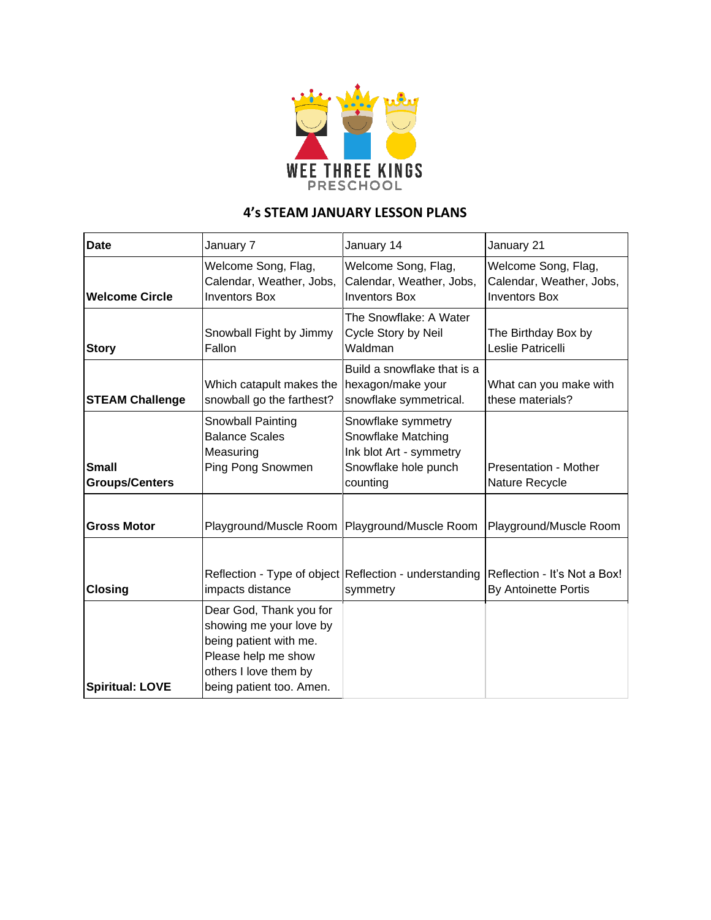WEE THREE KINGS PRESCHOOL

## 4's STEAM JANUARY LESSON PLANS

| Date | January 7 | January 14 | January 21 |
|---|---|---|---|
| **Welcome Circle** | Welcome Song, Flag, Calendar, Weather, Jobs, Inventors Box | Welcome Song, Flag, Calendar, Weather, Jobs, Inventors Box | Welcome Song, Flag, Calendar, Weather, Jobs, Inventors Box |
| **Story** | Snowball Fight by Jimmy Fallon | The Snowflake: A Water Cycle Story by Neil Waldman | The Birthday Box by Leslie Patricelli |
| **STEAM Challenge** | Which catapult makes the snowball go the farthest? | Build a snowflake that is a hexagon/make your snowflake symmetrical. | What can you make with these materials? |
| **Small Groups/Centers** | Snowball Painting<br>Balance Scales<br>Measuring<br>Ping Pong Snowmen | Snowflake symmetry<br>Snowflake Matching<br>Ink blot Art - symmetry<br>Snowflake hole punch counting | Presentation - Mother Nature Recycle |
| **Gross Motor** | Playground/Muscle Room | Playground/Muscle Room | Playground/Muscle Room |
| **Closing** | Reflection - Type of object impacts distance | Reflection - understanding symmetry | Reflection - It's Not a Box! By Antoinette Portis |
| **Spiritual: LOVE** | Dear God, Thank you for showing me your love by being patient with me. Please help me show others I love them by being patient too. Amen. | | |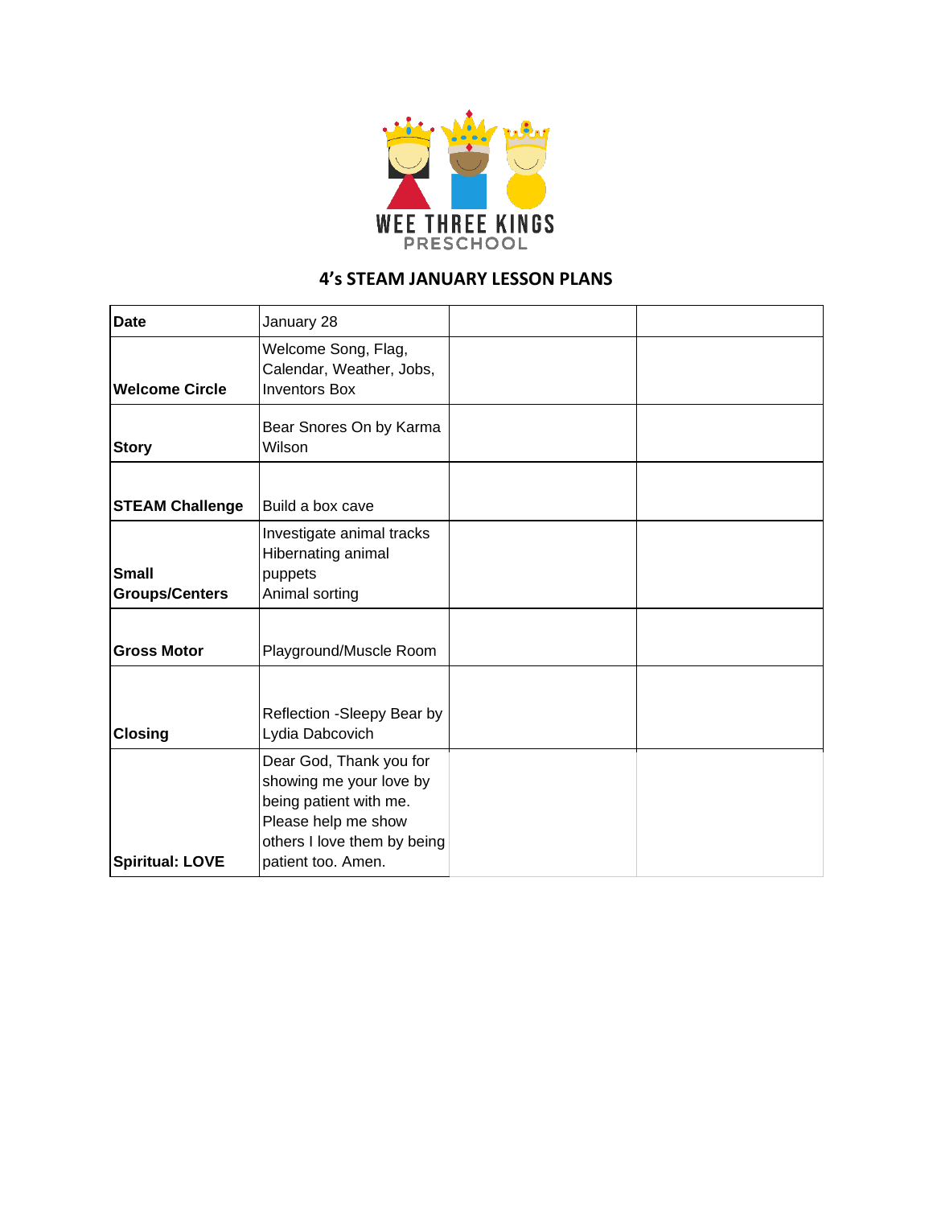WEE THREE KINGS
PRESCHOOL

## 4's STEAM JANUARY LESSON PLANS

| | | | |
|---|---|---|---|
| **Date** | January 28 | | |
| **Welcome Circle** | Welcome Song, Flag, Calendar, Weather, Jobs, Inventors Box | | |
| **Story** | Bear Snores On by Karma Wilson | | |
| **STEAM Challenge** | Build a box cave | | |
| **Small Groups/Centers** | Investigate animal tracks<br>Hibernating animal puppets<br>Animal sorting | | |
| **Gross Motor** | Playground/Muscle Room | | |
| **Closing** | Reflection -Sleepy Bear by Lydia Dabcovich | | |
| **Spiritual: LOVE** | Dear God, Thank you for showing me your love by being patient with me. Please help me show others I love them by being patient too. Amen. | | |